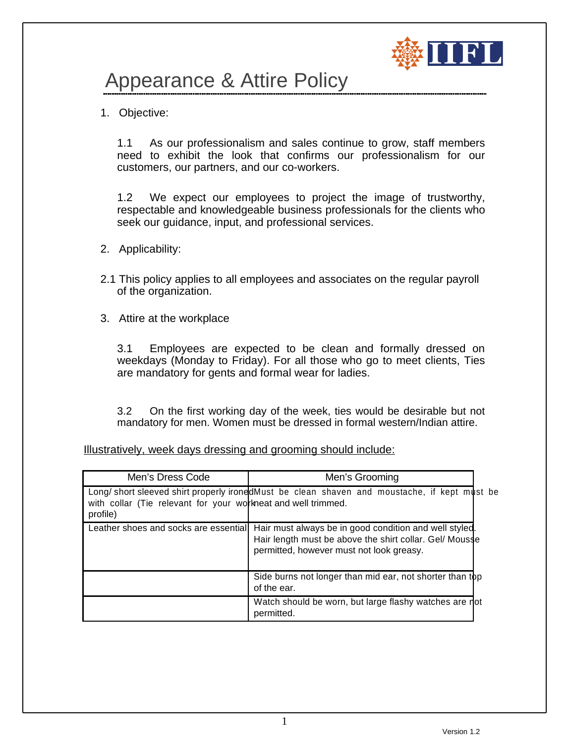# Appearance & Attire Policy

1. Objective:

   1.1 As our professionalism and sales continue to grow, staff members need to exhibit the look that confirms our professionalism for our customers, our partners, and our co-workers.

   1.2 We expect our employees to project the image of trustworthy, respectable and knowledgeable business professionals for the clients who seek our guidance, input, and professional services.

2. Applicability:

2.1 This policy applies to all employees and associates on the regular payroll of the organization.

3. Attire at the workplace

   3.1 Employees are expected to be clean and formally dressed on weekdays (Monday to Friday). For all those who go to meet clients, Ties are mandatory for gents and formal wear for ladies.

   3.2 On the first working day of the week, ties would be desirable but not mandatory for men. Women must be dressed in formal western/Indian attire.

<u>Illustratively, week days dressing and grooming should include:</u>

| Men's Dress Code | Men's Grooming |
|---|---|
| Long/ short sleeved shirt properly ironed with collar (Tie relevant for your work profile) | Must be clean shaven and moustache, if kept must be neat and well trimmed. |
| Leather shoes and socks are essential | Hair must always be in good condition and well styled. Hair length must be above the shirt collar. Gel/ Mousse permitted, however must not look greasy. |
| | Side burns not longer than mid ear, not shorter than top of the ear. |
| | Watch should be worn, but large flashy watches are not permitted. |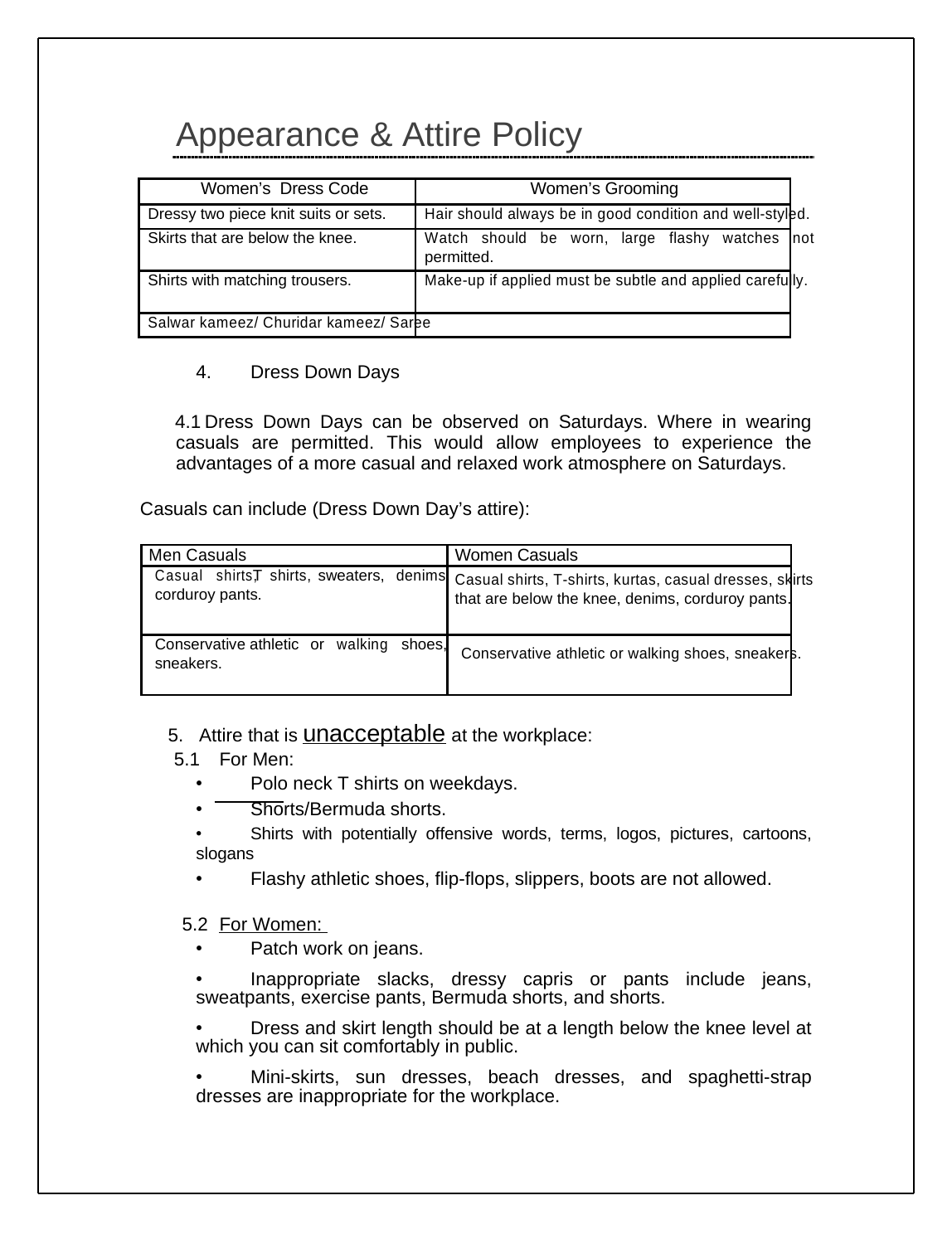# Appearance & Attire Policy

| Women's Dress Code | Women's Grooming |
|---|---|
| Dressy two piece knit suits or sets. | Hair should always be in good condition and well-styled. |
| Skirts that are below the knee. | Watch should be worn, large flashy watches not permitted. |
| Shirts with matching trousers. | Make-up if applied must be subtle and applied carefully. |
| Salwar kameez/ Churidar kameez/ Saree | |

4. Dress Down Days

4.1 Dress Down Days can be observed on Saturdays. Where in wearing casuals are permitted. This would allow employees to experience the advantages of a more casual and relaxed work atmosphere on Saturdays.

Casuals can include (Dress Down Day's attire):

| Men Casuals | Women Casuals |
|---|---|
| Casual shirts, T shirts, sweaters, denims, corduroy pants. | Casual shirts, T-shirts, kurtas, casual dresses, skirts that are below the knee, denims, corduroy pants. |
| Conservative athletic or walking shoes, sneakers. | Conservative athletic or walking shoes, sneakers. |

5. Attire that is unacceptable at the workplace:

5.1 For Men:

- Polo neck T shirts on weekdays.
- Shorts/Bermuda shorts.
- Shirts with potentially offensive words, terms, logos, pictures, cartoons, slogans
- Flashy athletic shoes, flip-flops, slippers, boots are not allowed.

5.2 For Women:

- Patch work on jeans.
- Inappropriate slacks, dressy capris or pants include jeans, sweatpants, exercise pants, Bermuda shorts, and shorts.
- Dress and skirt length should be at a length below the knee level at which you can sit comfortably in public.
- Mini-skirts, sun dresses, beach dresses, and spaghetti-strap dresses are inappropriate for the workplace.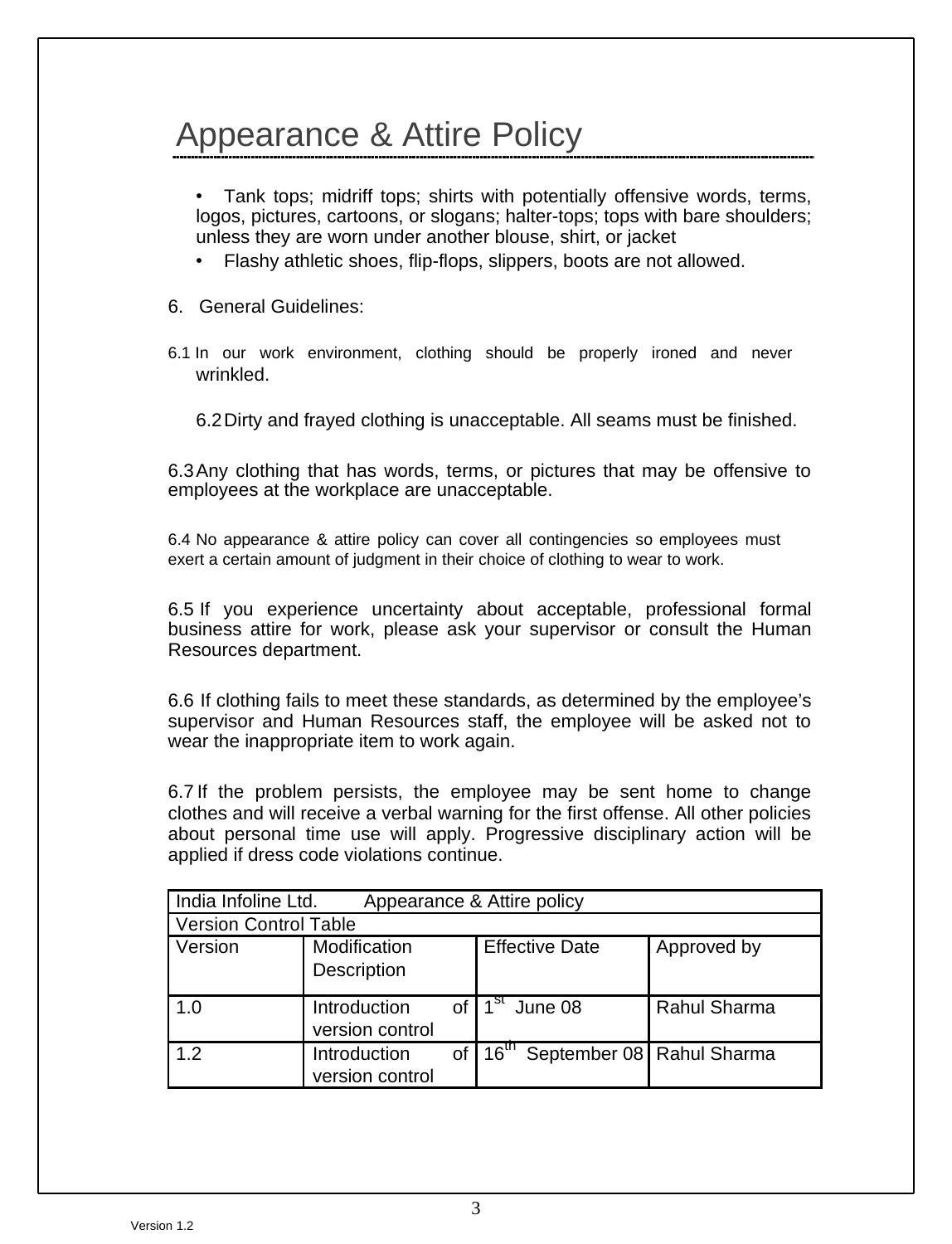# Appearance & Attire Policy

- Tank tops; midriff tops; shirts with potentially offensive words, terms, logos, pictures, cartoons, or slogans; halter-tops; tops with bare shoulders; unless they are worn under another blouse, shirt, or jacket
- Flashy athletic shoes, flip-flops, slippers, boots are not allowed.

6. General Guidelines:

6.1 In our work environment, clothing should be properly ironed and never wrinkled.

6.2 Dirty and frayed clothing is unacceptable. All seams must be finished.

6.3 Any clothing that has words, terms, or pictures that may be offensive to employees at the workplace are unacceptable.

6.4 No appearance & attire policy can cover all contingencies so employees must exert a certain amount of judgment in their choice of clothing to wear to work.

6.5 If you experience uncertainty about acceptable, professional formal business attire for work, please ask your supervisor or consult the Human Resources department.

6.6 If clothing fails to meet these standards, as determined by the employee's supervisor and Human Resources staff, the employee will be asked not to wear the inappropriate item to work again.

6.7 If the problem persists, the employee may be sent home to change clothes and will receive a verbal warning for the first offense. All other policies about personal time use will apply. Progressive disciplinary action will be applied if dress code violations continue.

| India Infoline Ltd. Appearance & Attire policy | | | |
|---|---|---|---|
| Version Control Table | | | |
| Version | Modification Description | Effective Date | Approved by |
| 1.0 | Introduction of version control | 1st June 08 | Rahul Sharma |
| 1.2 | Introduction of version control | 16th September 08 | Rahul Sharma |